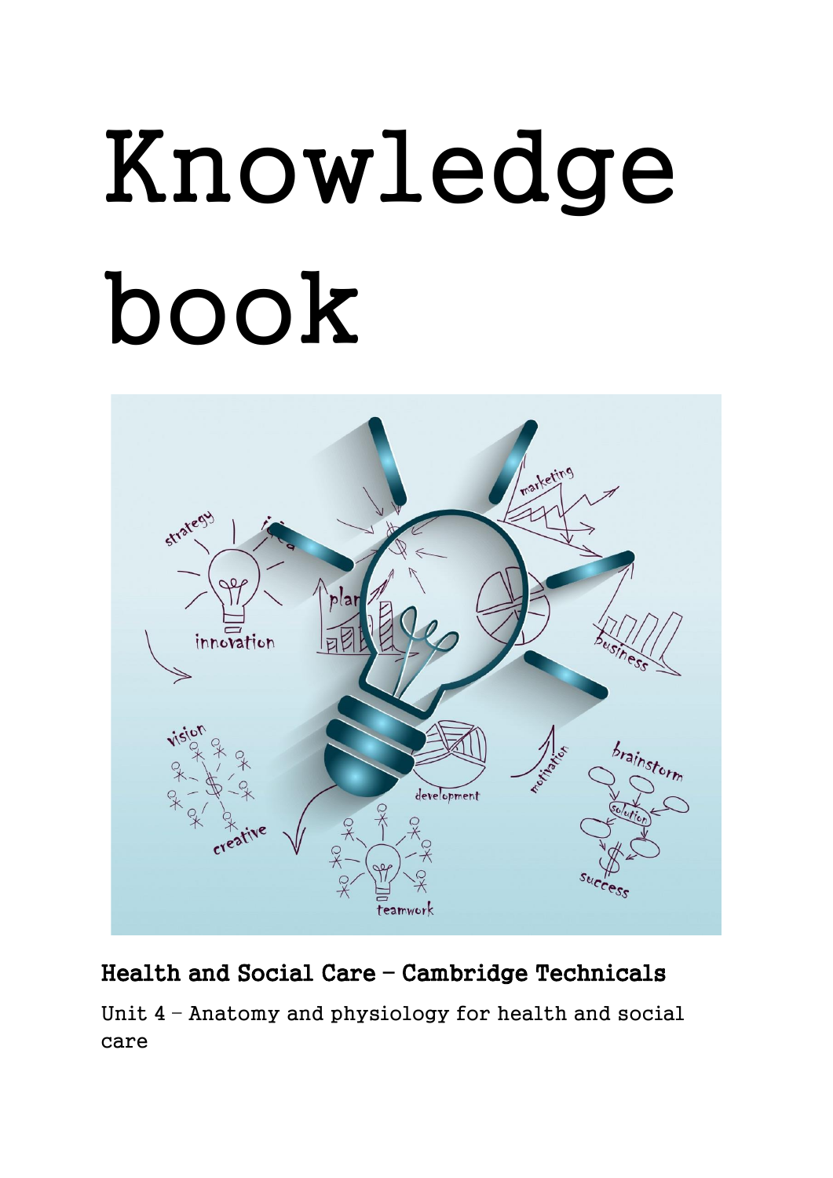# Knowledge book

## Health and Social Care – Cambridge Technicals

Unit 4 – Anatomy and physiology for health and social care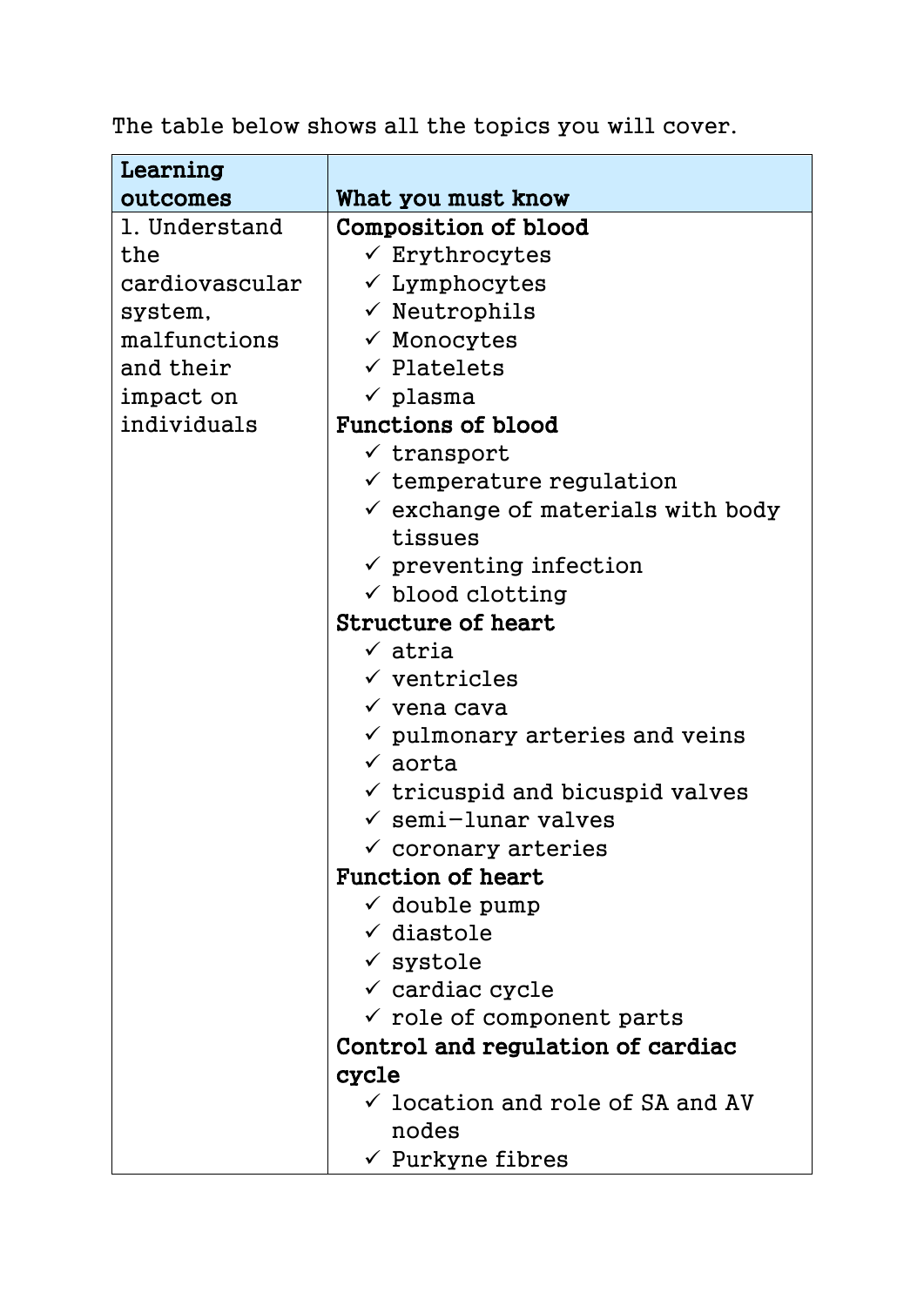The table below shows all the topics you will cover.

| Learning outcomes | What you must know |
|---|---|
| 1. Understand the cardiovascular system, malfunctions and their impact on individuals | **Composition of blood**<br>✓ Erythrocytes<br>✓ Lymphocytes<br>✓ Neutrophils<br>✓ Monocytes<br>✓ Platelets<br>✓ plasma<br>**Functions of blood**<br>✓ transport<br>✓ temperature regulation<br>✓ exchange of materials with body tissues<br>✓ preventing infection<br>✓ blood clotting<br>**Structure of heart**<br>✓ atria<br>✓ ventricles<br>✓ vena cava<br>✓ pulmonary arteries and veins<br>✓ aorta<br>✓ tricuspid and bicuspid valves<br>✓ semi-lunar valves<br>✓ coronary arteries<br>**Function of heart**<br>✓ double pump<br>✓ diastole<br>✓ systole<br>✓ cardiac cycle<br>✓ role of component parts<br>**Control and regulation of cardiac cycle**<br>✓ location and role of SA and AV nodes<br>✓ Purkyne fibres |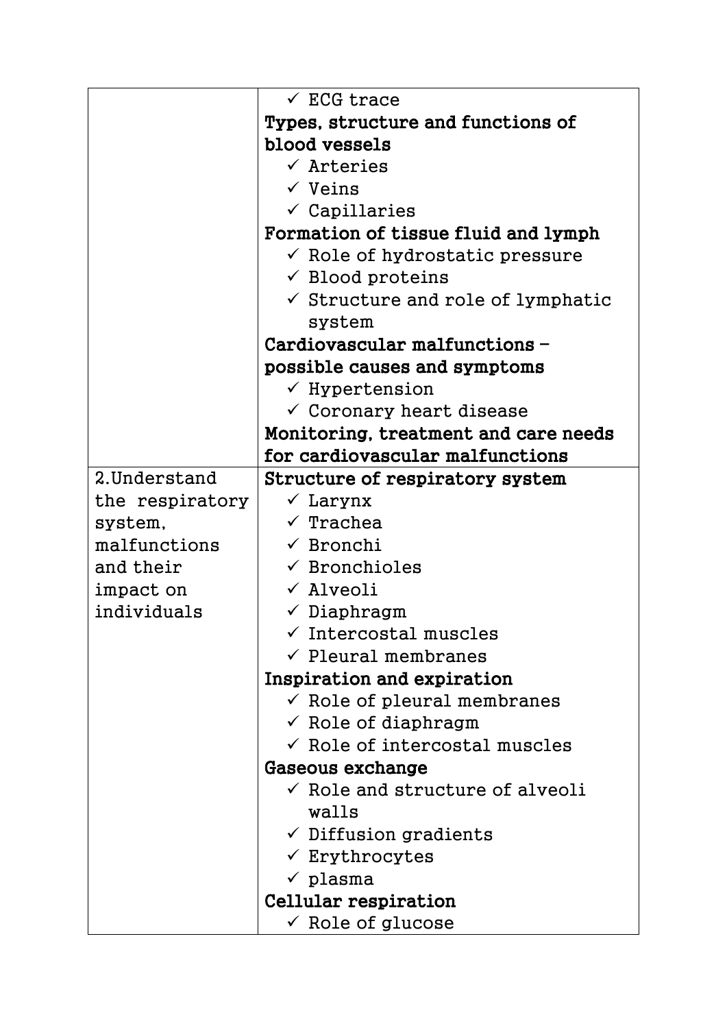| | |
|---|---|
| | ✓ ECG trace<br>**Types, structure and functions of blood vessels**<br>✓ Arteries<br>✓ Veins<br>✓ Capillaries<br>**Formation of tissue fluid and lymph**<br>✓ Role of hydrostatic pressure<br>✓ Blood proteins<br>✓ Structure and role of lymphatic system<br>**Cardiovascular malfunctions – possible causes and symptoms**<br>✓ Hypertension<br>✓ Coronary heart disease<br>**Monitoring, treatment and care needs for cardiovascular malfunctions** |
| 2.Understand the respiratory system, malfunctions and their impact on individuals | **Structure of respiratory system**<br>✓ Larynx<br>✓ Trachea<br>✓ Bronchi<br>✓ Bronchioles<br>✓ Alveoli<br>✓ Diaphragm<br>✓ Intercostal muscles<br>✓ Pleural membranes<br>**Inspiration and expiration**<br>✓ Role of pleural membranes<br>✓ Role of diaphragm<br>✓ Role of intercostal muscles<br>**Gaseous exchange**<br>✓ Role and structure of alveoli walls<br>✓ Diffusion gradients<br>✓ Erythrocytes<br>✓ plasma<br>**Cellular respiration**<br>✓ Role of glucose |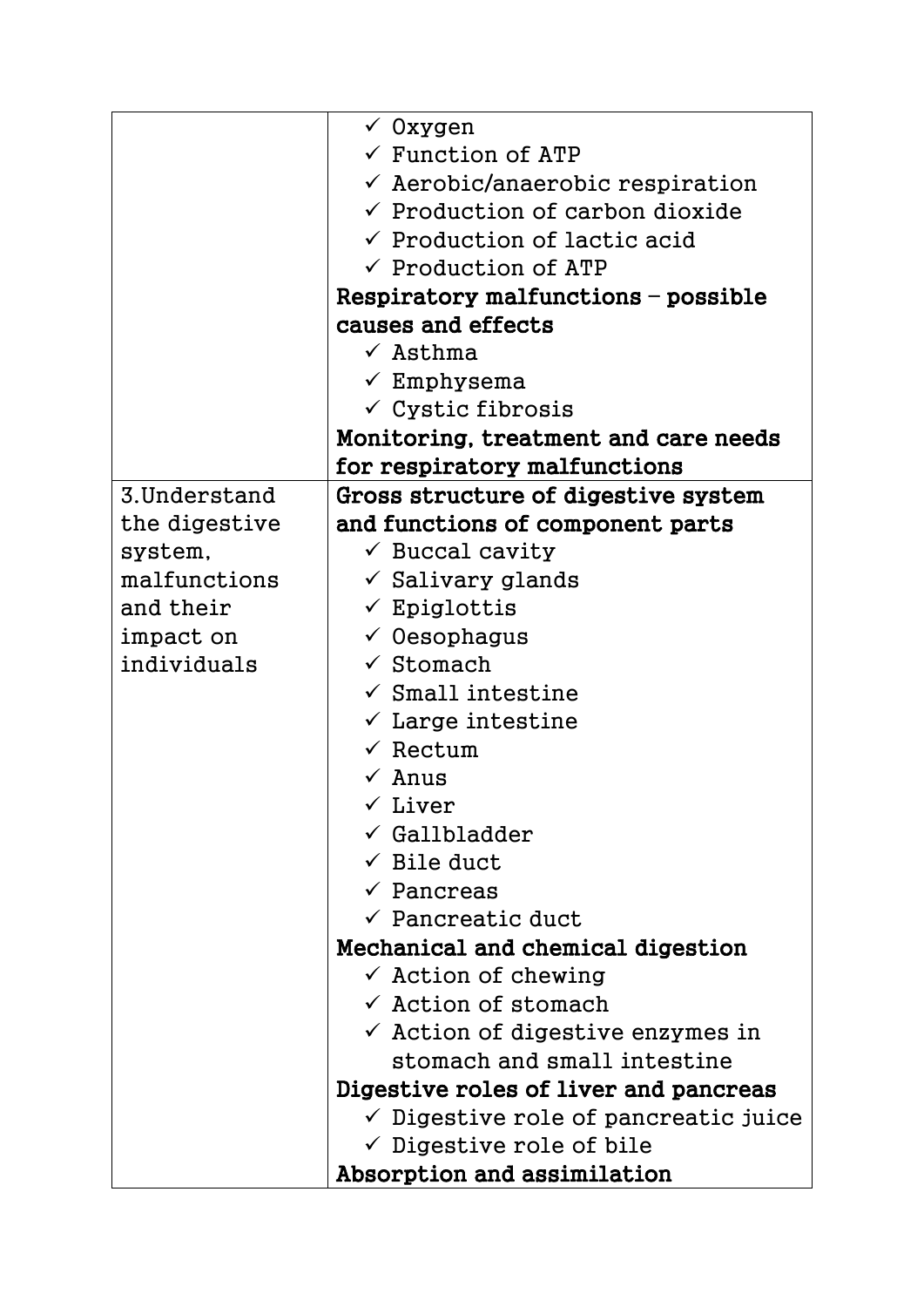| | |
|---|---|
| | ✓ Oxygen<br>✓ Function of ATP<br>✓ Aerobic/anaerobic respiration<br>✓ Production of carbon dioxide<br>✓ Production of lactic acid<br>✓ Production of ATP<br>**Respiratory malfunctions – possible causes and effects**<br>✓ Asthma<br>✓ Emphysema<br>✓ Cystic fibrosis<br>**Monitoring, treatment and care needs for respiratory malfunctions** |
| 3.Understand the digestive system, malfunctions and their impact on individuals | **Gross structure of digestive system and functions of component parts**<br>✓ Buccal cavity<br>✓ Salivary glands<br>✓ Epiglottis<br>✓ Oesophagus<br>✓ Stomach<br>✓ Small intestine<br>✓ Large intestine<br>✓ Rectum<br>✓ Anus<br>✓ Liver<br>✓ Gallbladder<br>✓ Bile duct<br>✓ Pancreas<br>✓ Pancreatic duct<br>**Mechanical and chemical digestion**<br>✓ Action of chewing<br>✓ Action of stomach<br>✓ Action of digestive enzymes in stomach and small intestine<br>**Digestive roles of liver and pancreas**<br>✓ Digestive role of pancreatic juice<br>✓ Digestive role of bile<br>**Absorption and assimilation** |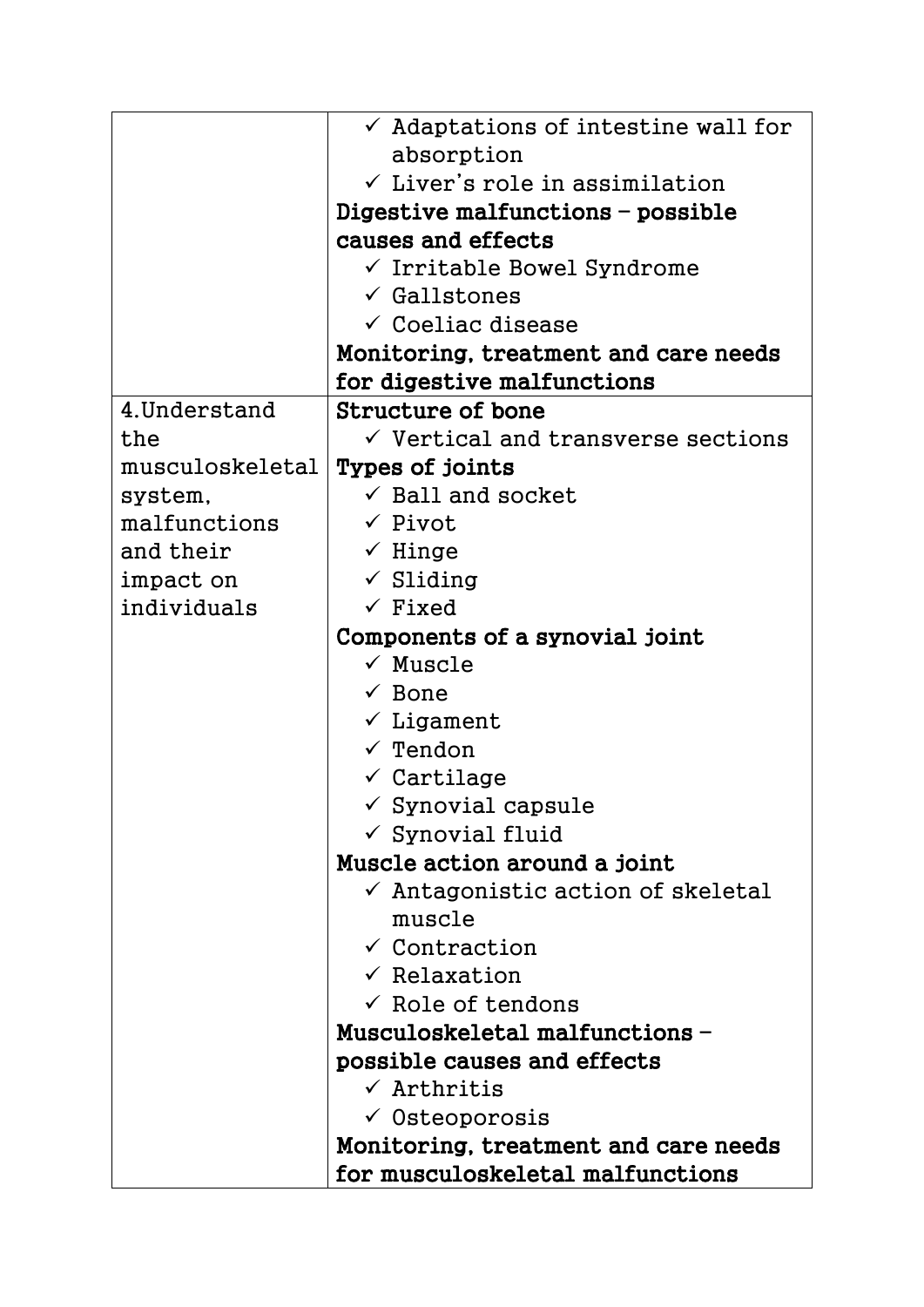| | |
|---|---|
| | ✓ Adaptations of intestine wall for absorption<br>✓ Liver's role in assimilation<br>**Digestive malfunctions – possible causes and effects**<br>✓ Irritable Bowel Syndrome<br>✓ Gallstones<br>✓ Coeliac disease<br>**Monitoring, treatment and care needs for digestive malfunctions** |
| 4.Understand the musculoskeletal system, malfunctions and their impact on individuals | **Structure of bone**<br>✓ Vertical and transverse sections<br>**Types of joints**<br>✓ Ball and socket<br>✓ Pivot<br>✓ Hinge<br>✓ Sliding<br>✓ Fixed<br>**Components of a synovial joint**<br>✓ Muscle<br>✓ Bone<br>✓ Ligament<br>✓ Tendon<br>✓ Cartilage<br>✓ Synovial capsule<br>✓ Synovial fluid<br>**Muscle action around a joint**<br>✓ Antagonistic action of skeletal muscle<br>✓ Contraction<br>✓ Relaxation<br>✓ Role of tendons<br>**Musculoskeletal malfunctions – possible causes and effects**<br>✓ Arthritis<br>✓ Osteoporosis<br>**Monitoring, treatment and care needs for musculoskeletal malfunctions** |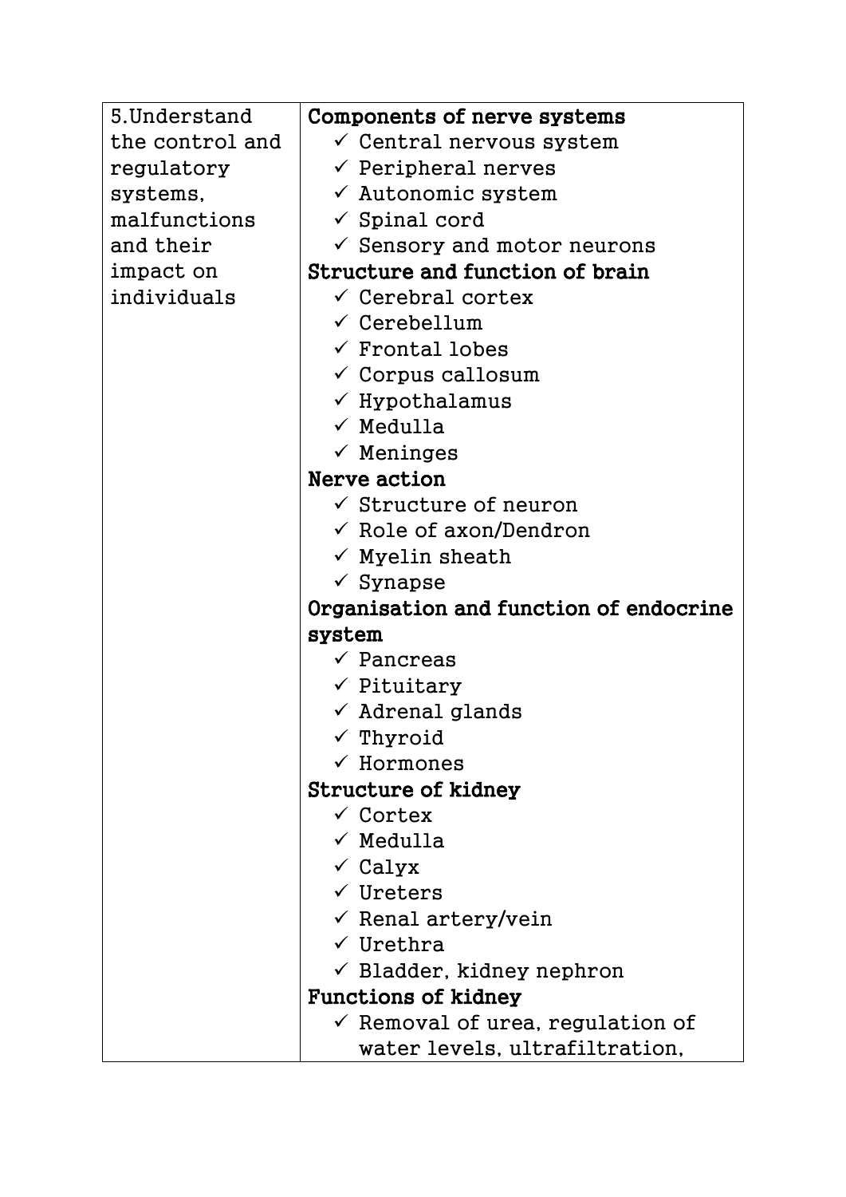| | |
|---|---|
| 5.Understand the control and regulatory systems, malfunctions and their impact on individuals | **Components of nerve systems**<br>✓ Central nervous system<br>✓ Peripheral nerves<br>✓ Autonomic system<br>✓ Spinal cord<br>✓ Sensory and motor neurons<br>**Structure and function of brain**<br>✓ Cerebral cortex<br>✓ Cerebellum<br>✓ Frontal lobes<br>✓ Corpus callosum<br>✓ Hypothalamus<br>✓ Medulla<br>✓ Meninges<br>**Nerve action**<br>✓ Structure of neuron<br>✓ Role of axon/Dendron<br>✓ Myelin sheath<br>✓ Synapse<br>**Organisation and function of endocrine system**<br>✓ Pancreas<br>✓ Pituitary<br>✓ Adrenal glands<br>✓ Thyroid<br>✓ Hormones<br>**Structure of kidney**<br>✓ Cortex<br>✓ Medulla<br>✓ Calyx<br>✓ Ureters<br>✓ Renal artery/vein<br>✓ Urethra<br>✓ Bladder, kidney nephron<br>**Functions of kidney**<br>✓ Removal of urea, regulation of water levels, ultrafiltration, |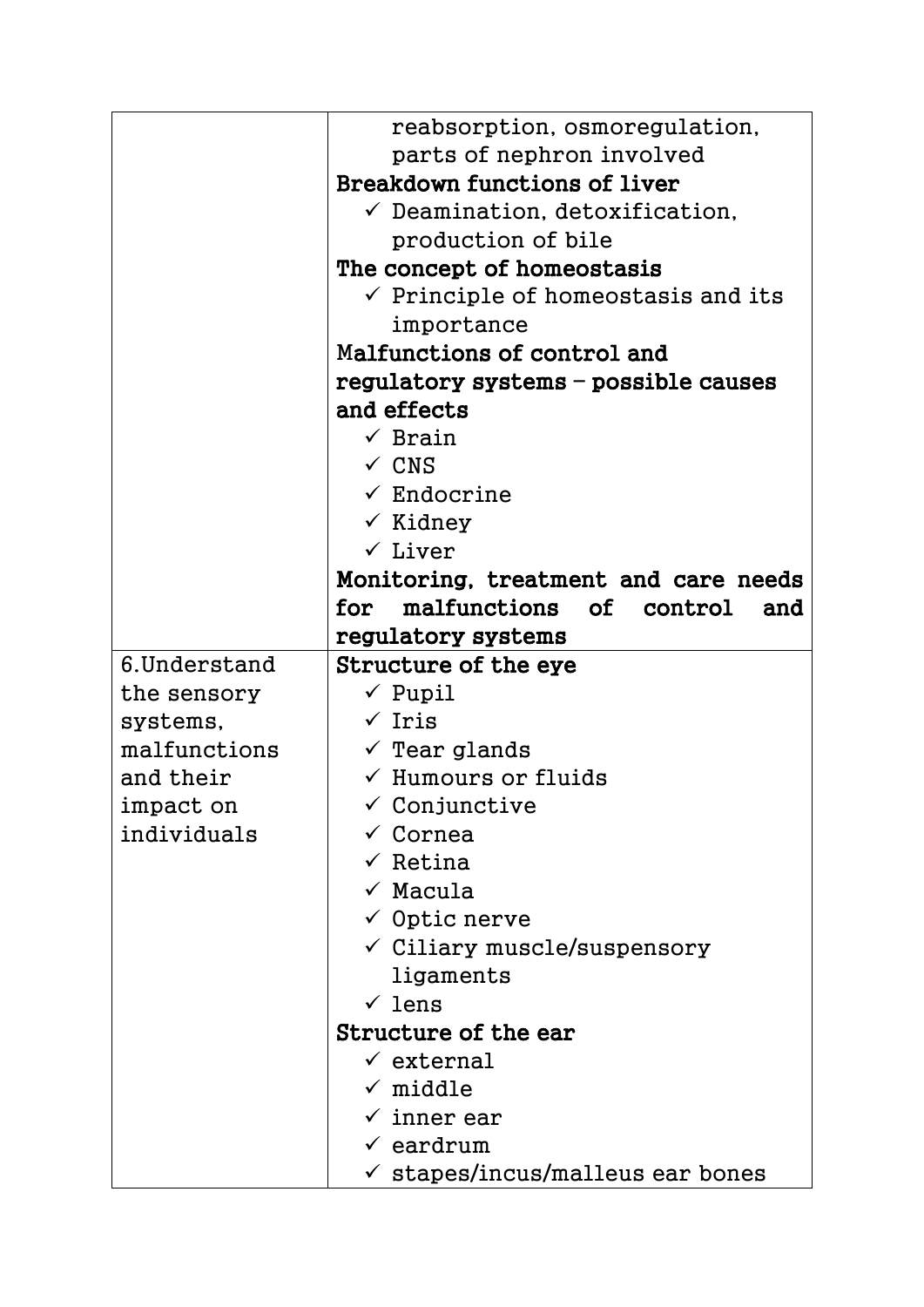| | |
|---|---|
| | reabsorption, osmoregulation, parts of nephron involved<br>**Breakdown functions of liver**<br>✓ Deamination, detoxification, production of bile<br>**The concept of homeostasis**<br>✓ Principle of homeostasis and its importance<br>**Malfunctions of control and regulatory systems – possible causes and effects**<br>✓ Brain<br>✓ CNS<br>✓ Endocrine<br>✓ Kidney<br>✓ Liver<br>**Monitoring, treatment and care needs for malfunctions of control and regulatory systems** |
| 6.Understand the sensory systems, malfunctions and their impact on individuals | **Structure of the eye**<br>✓ Pupil<br>✓ Iris<br>✓ Tear glands<br>✓ Humours or fluids<br>✓ Conjunctive<br>✓ Cornea<br>✓ Retina<br>✓ Macula<br>✓ Optic nerve<br>✓ Ciliary muscle/suspensory ligaments<br>✓ lens<br>**Structure of the ear**<br>✓ external<br>✓ middle<br>✓ inner ear<br>✓ eardrum<br>✓ stapes/incus/malleus ear bones |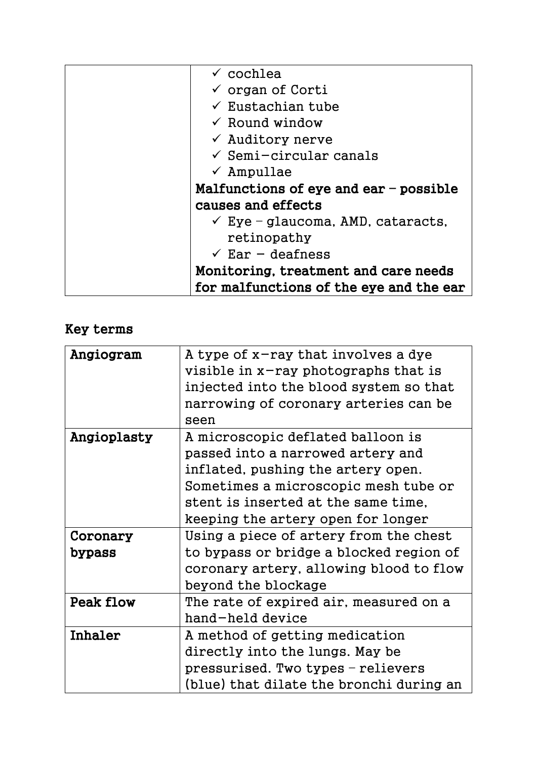| | |
|---|---|
| | ✓ cochlea<br>✓ organ of Corti<br>✓ Eustachian tube<br>✓ Round window<br>✓ Auditory nerve<br>✓ Semi-circular canals<br>✓ Ampullae<br>**Malfunctions of eye and ear – possible causes and effects**<br>✓ Eye – glaucoma, AMD, cataracts, retinopathy<br>✓ Ear – deafness<br>**Monitoring, treatment and care needs for malfunctions of the eye and the ear** |

## Key terms

| | |
|---|---|
| **Angiogram** | A type of x-ray that involves a dye visible in x-ray photographs that is injected into the blood system so that narrowing of coronary arteries can be seen |
| **Angioplasty** | A microscopic deflated balloon is passed into a narrowed artery and inflated, pushing the artery open. Sometimes a microscopic mesh tube or stent is inserted at the same time, keeping the artery open for longer |
| **Coronary bypass** | Using a piece of artery from the chest to bypass or bridge a blocked region of coronary artery, allowing blood to flow beyond the blockage |
| **Peak flow** | The rate of expired air, measured on a hand-held device |
| **Inhaler** | A method of getting medication directly into the lungs. May be pressurised. Two types – relievers (blue) that dilate the bronchi during an |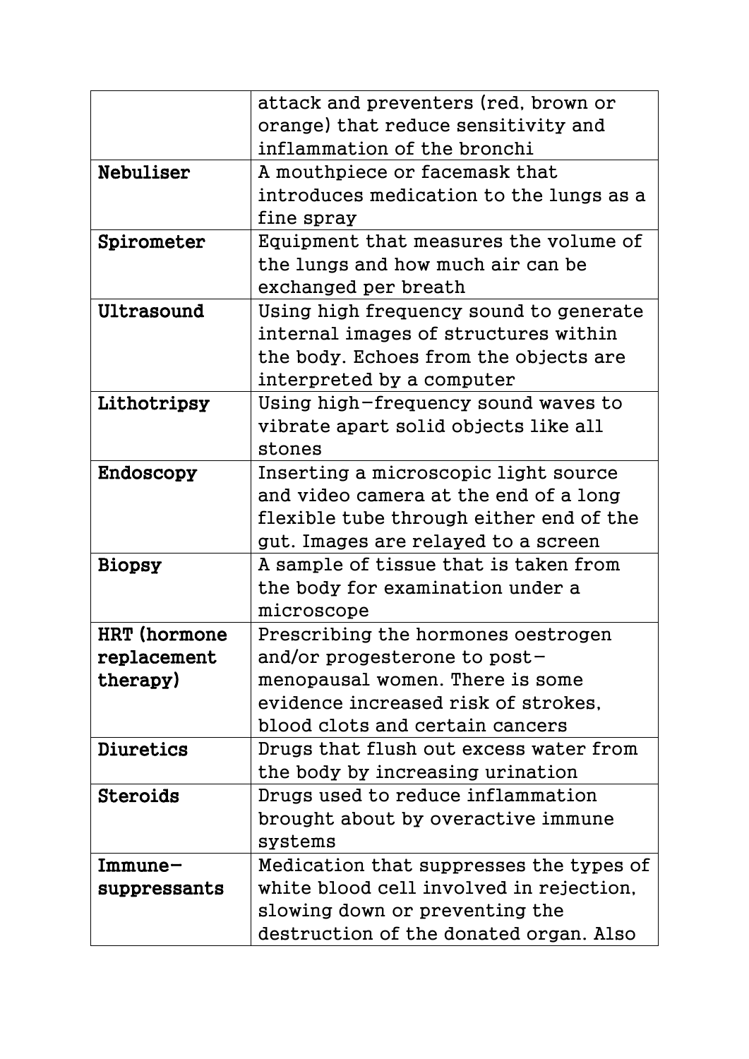| | |
|---|---|
| | attack and preventers (red, brown or orange) that reduce sensitivity and inflammation of the bronchi |
| **Nebuliser** | A mouthpiece or facemask that introduces medication to the lungs as a fine spray |
| **Spirometer** | Equipment that measures the volume of the lungs and how much air can be exchanged per breath |
| **Ultrasound** | Using high frequency sound to generate internal images of structures within the body. Echoes from the objects are interpreted by a computer |
| **Lithotripsy** | Using high-frequency sound waves to vibrate apart solid objects like all stones |
| **Endoscopy** | Inserting a microscopic light source and video camera at the end of a long flexible tube through either end of the gut. Images are relayed to a screen |
| **Biopsy** | A sample of tissue that is taken from the body for examination under a microscope |
| **HRT (hormone replacement therapy)** | Prescribing the hormones oestrogen and/or progesterone to post-menopausal women. There is some evidence increased risk of strokes, blood clots and certain cancers |
| **Diuretics** | Drugs that flush out excess water from the body by increasing urination |
| **Steroids** | Drugs used to reduce inflammation brought about by overactive immune systems |
| **Immune-suppressants** | Medication that suppresses the types of white blood cell involved in rejection, slowing down or preventing the destruction of the donated organ. Also |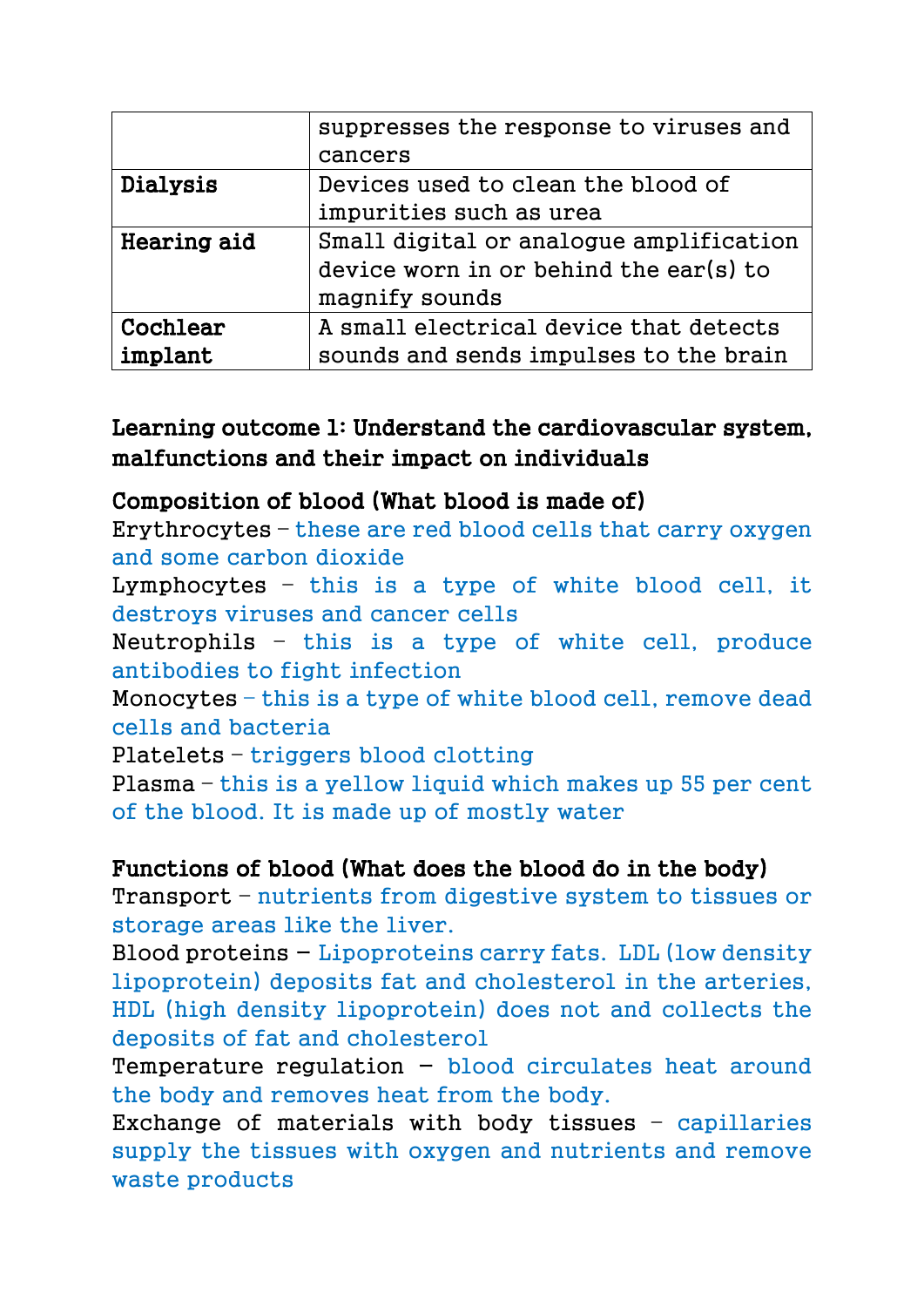| | |
|---|---|
| | suppresses the response to viruses and cancers |
| **Dialysis** | Devices used to clean the blood of impurities such as urea |
| **Hearing aid** | Small digital or analogue amplification device worn in or behind the ear(s) to magnify sounds |
| **Cochlear implant** | A small electrical device that detects sounds and sends impulses to the brain |

**Learning outcome 1: Understand the cardiovascular system, malfunctions and their impact on individuals**

**Composition of blood (What blood is made of)**

Erythrocytes – these are red blood cells that carry oxygen and some carbon dioxide

Lymphocytes – this is a type of white blood cell, it destroys viruses and cancer cells

Neutrophils – this is a type of white cell, produce antibodies to fight infection

Monocytes – this is a type of white blood cell, remove dead cells and bacteria

Platelets – triggers blood clotting

Plasma – this is a yellow liquid which makes up 55 per cent of the blood. It is made up of mostly water

**Functions of blood (What does the blood do in the body)**

Transport – nutrients from digestive system to tissues or storage areas like the liver.

Blood proteins – Lipoproteins carry fats. LDL (low density lipoprotein) deposits fat and cholesterol in the arteries, HDL (high density lipoprotein) does not and collects the deposits of fat and cholesterol

Temperature regulation – blood circulates heat around the body and removes heat from the body.

Exchange of materials with body tissues – capillaries supply the tissues with oxygen and nutrients and remove waste products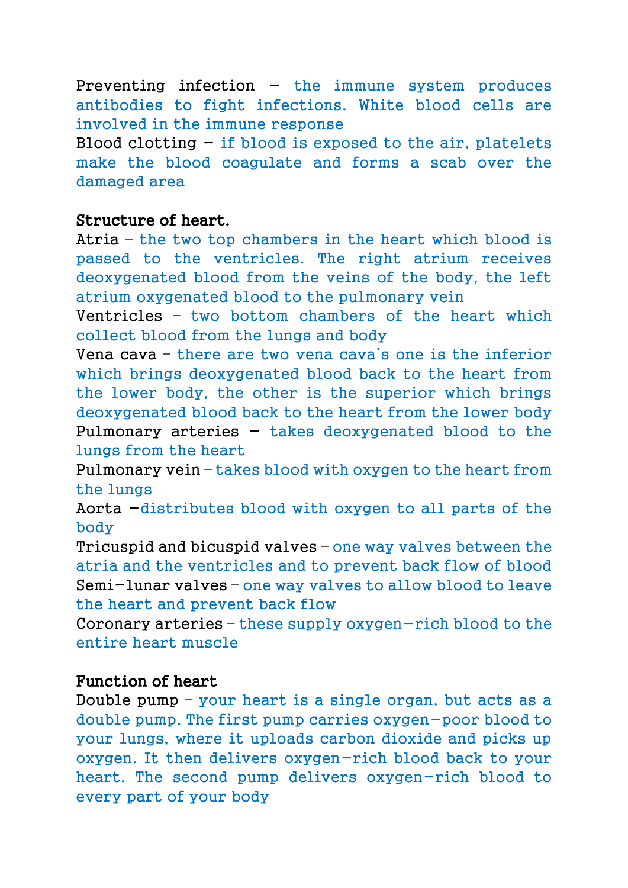Preventing infection – the immune system produces antibodies to fight infections. White blood cells are involved in the immune response

Blood clotting – if blood is exposed to the air, platelets make the blood coagulate and forms a scab over the damaged area

**Structure of heart.**

Atria – the two top chambers in the heart which blood is passed to the ventricles. The right atrium receives deoxygenated blood from the veins of the body, the left atrium oxygenated blood to the pulmonary vein

Ventricles – two bottom chambers of the heart which collect blood from the lungs and body

Vena cava – there are two vena cava's one is the inferior which brings deoxygenated blood back to the heart from the lower body, the other is the superior which brings deoxygenated blood back to the heart from the lower body

Pulmonary arteries – takes deoxygenated blood to the lungs from the heart

Pulmonary vein – takes blood with oxygen to the heart from the lungs

Aorta –distributes blood with oxygen to all parts of the body

Tricuspid and bicuspid valves – one way valves between the atria and the ventricles and to prevent back flow of blood

Semi-lunar valves – one way valves to allow blood to leave the heart and prevent back flow

Coronary arteries – these supply oxygen-rich blood to the entire heart muscle

**Function of heart**

Double pump – your heart is a single organ, but acts as a double pump. The first pump carries oxygen-poor blood to your lungs, where it uploads carbon dioxide and picks up oxygen. It then delivers oxygen-rich blood back to your heart. The second pump delivers oxygen-rich blood to every part of your body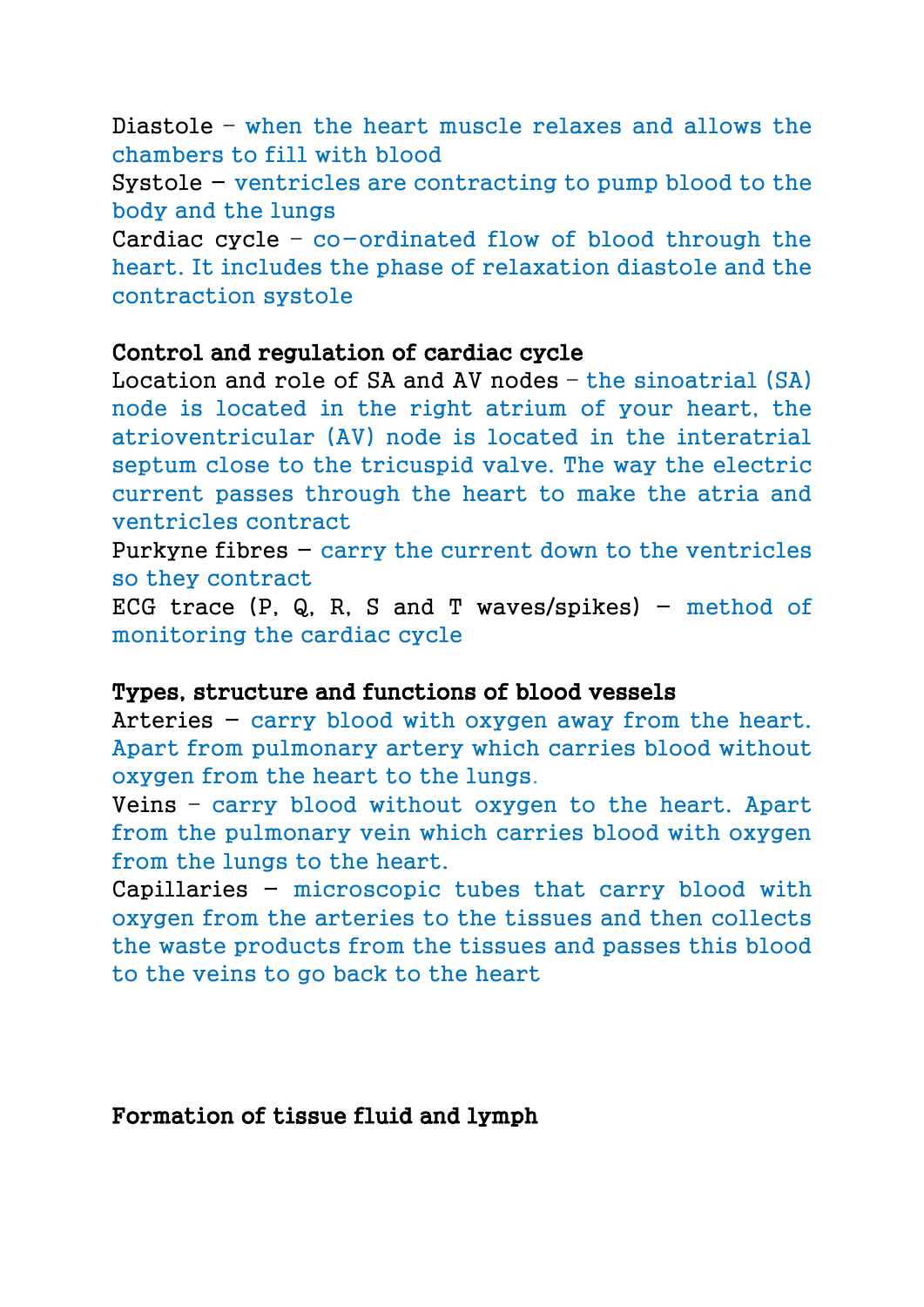Diastole – when the heart muscle relaxes and allows the chambers to fill with blood

Systole – ventricles are contracting to pump blood to the body and the lungs

Cardiac cycle – co-ordinated flow of blood through the heart. It includes the phase of relaxation diastole and the contraction systole

**Control and regulation of cardiac cycle**

Location and role of SA and AV nodes – the sinoatrial (SA) node is located in the right atrium of your heart, the atrioventricular (AV) node is located in the interatrial septum close to the tricuspid valve. The way the electric current passes through the heart to make the atria and ventricles contract

Purkyne fibres – carry the current down to the ventricles so they contract

ECG trace (P, Q, R, S and T waves/spikes) – method of monitoring the cardiac cycle

**Types, structure and functions of blood vessels**

Arteries – carry blood with oxygen away from the heart. Apart from pulmonary artery which carries blood without oxygen from the heart to the lungs.

Veins – carry blood without oxygen to the heart. Apart from the pulmonary vein which carries blood with oxygen from the lungs to the heart.

Capillaries – microscopic tubes that carry blood with oxygen from the arteries to the tissues and then collects the waste products from the tissues and passes this blood to the veins to go back to the heart

**Formation of tissue fluid and lymph**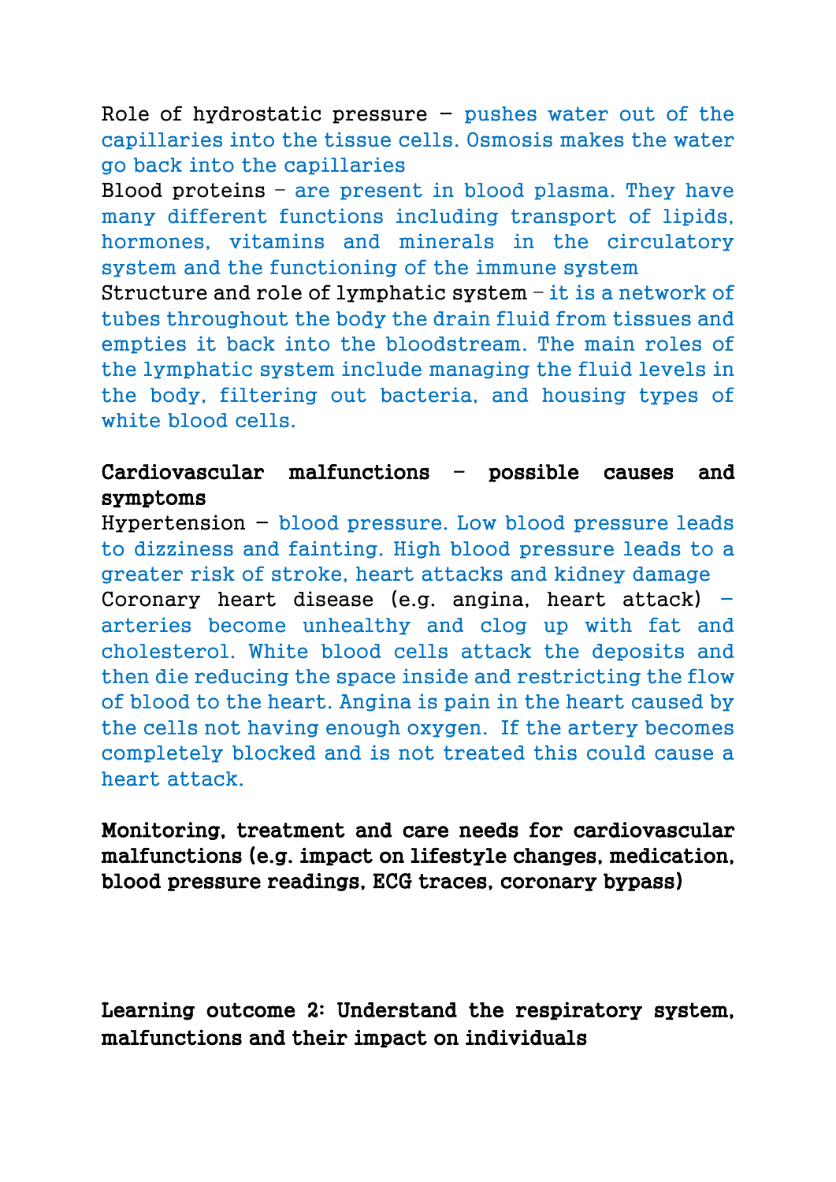Role of hydrostatic pressure – pushes water out of the capillaries into the tissue cells. Osmosis makes the water go back into the capillaries

Blood proteins – are present in blood plasma. They have many different functions including transport of lipids, hormones, vitamins and minerals in the circulatory system and the functioning of the immune system

Structure and role of lymphatic system – it is a network of tubes throughout the body the drain fluid from tissues and empties it back into the bloodstream. The main roles of the lymphatic system include managing the fluid levels in the body, filtering out bacteria, and housing types of white blood cells.

**Cardiovascular malfunctions – possible causes and symptoms**

Hypertension – blood pressure. Low blood pressure leads to dizziness and fainting. High blood pressure leads to a greater risk of stroke, heart attacks and kidney damage

Coronary heart disease (e.g. angina, heart attack) – arteries become unhealthy and clog up with fat and cholesterol. White blood cells attack the deposits and then die reducing the space inside and restricting the flow of blood to the heart. Angina is pain in the heart caused by the cells not having enough oxygen. If the artery becomes completely blocked and is not treated this could cause a heart attack.

**Monitoring, treatment and care needs for cardiovascular malfunctions (e.g. impact on lifestyle changes, medication, blood pressure readings, ECG traces, coronary bypass)**

**Learning outcome 2: Understand the respiratory system, malfunctions and their impact on individuals**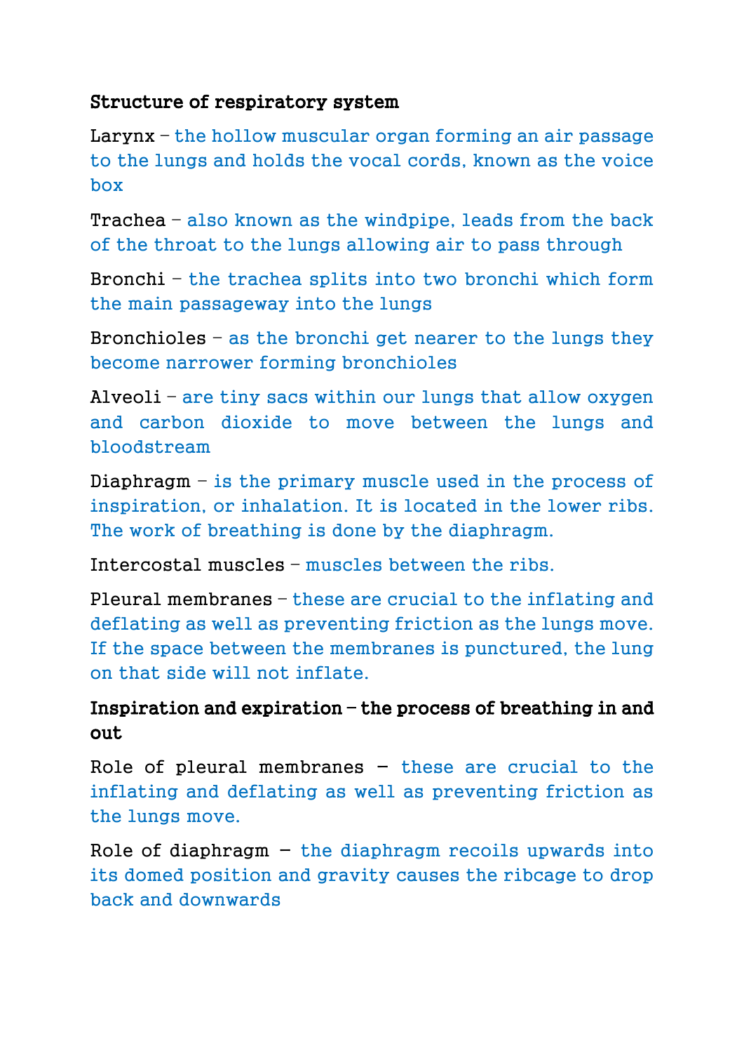**Structure of respiratory system**

Larynx – the hollow muscular organ forming an air passage to the lungs and holds the vocal cords, known as the voice box

Trachea – also known as the windpipe, leads from the back of the throat to the lungs allowing air to pass through

Bronchi – the trachea splits into two bronchi which form the main passageway into the lungs

Bronchioles – as the bronchi get nearer to the lungs they become narrower forming bronchioles

Alveoli – are tiny sacs within our lungs that allow oxygen and carbon dioxide to move between the lungs and bloodstream

Diaphragm – is the primary muscle used in the process of inspiration, or inhalation. It is located in the lower ribs. The work of breathing is done by the diaphragm.

Intercostal muscles – muscles between the ribs.

Pleural membranes – these are crucial to the inflating and deflating as well as preventing friction as the lungs move. If the space between the membranes is punctured, the lung on that side will not inflate.

**Inspiration and expiration – the process of breathing in and out**

Role of pleural membranes – these are crucial to the inflating and deflating as well as preventing friction as the lungs move.

Role of diaphragm – the diaphragm recoils upwards into its domed position and gravity causes the ribcage to drop back and downwards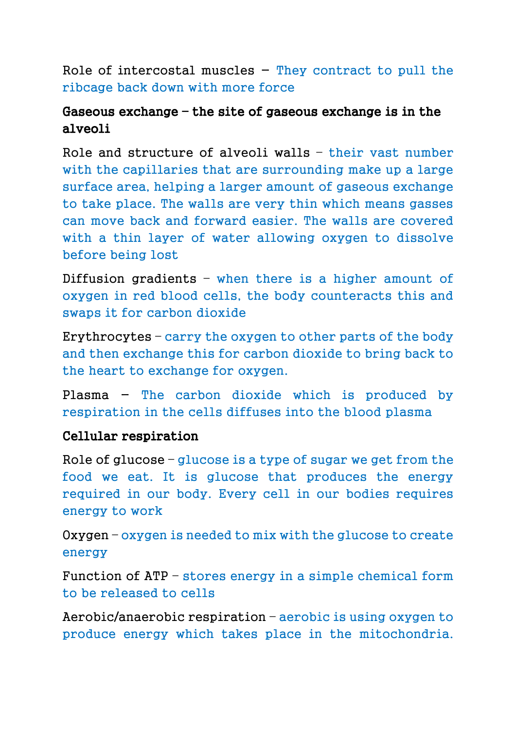Role of intercostal muscles – They contract to pull the ribcage back down with more force

**Gaseous exchange – the site of gaseous exchange is in the alveoli**

Role and structure of alveoli walls – their vast number with the capillaries that are surrounding make up a large surface area, helping a larger amount of gaseous exchange to take place. The walls are very thin which means gasses can move back and forward easier. The walls are covered with a thin layer of water allowing oxygen to dissolve before being lost

Diffusion gradients – when there is a higher amount of oxygen in red blood cells, the body counteracts this and swaps it for carbon dioxide

Erythrocytes – carry the oxygen to other parts of the body and then exchange this for carbon dioxide to bring back to the heart to exchange for oxygen.

Plasma – The carbon dioxide which is produced by respiration in the cells diffuses into the blood plasma

**Cellular respiration**

Role of glucose – glucose is a type of sugar we get from the food we eat. It is glucose that produces the energy required in our body. Every cell in our bodies requires energy to work

Oxygen – oxygen is needed to mix with the glucose to create energy

Function of ATP – stores energy in a simple chemical form to be released to cells

Aerobic/anaerobic respiration – aerobic is using oxygen to produce energy which takes place in the mitochondria.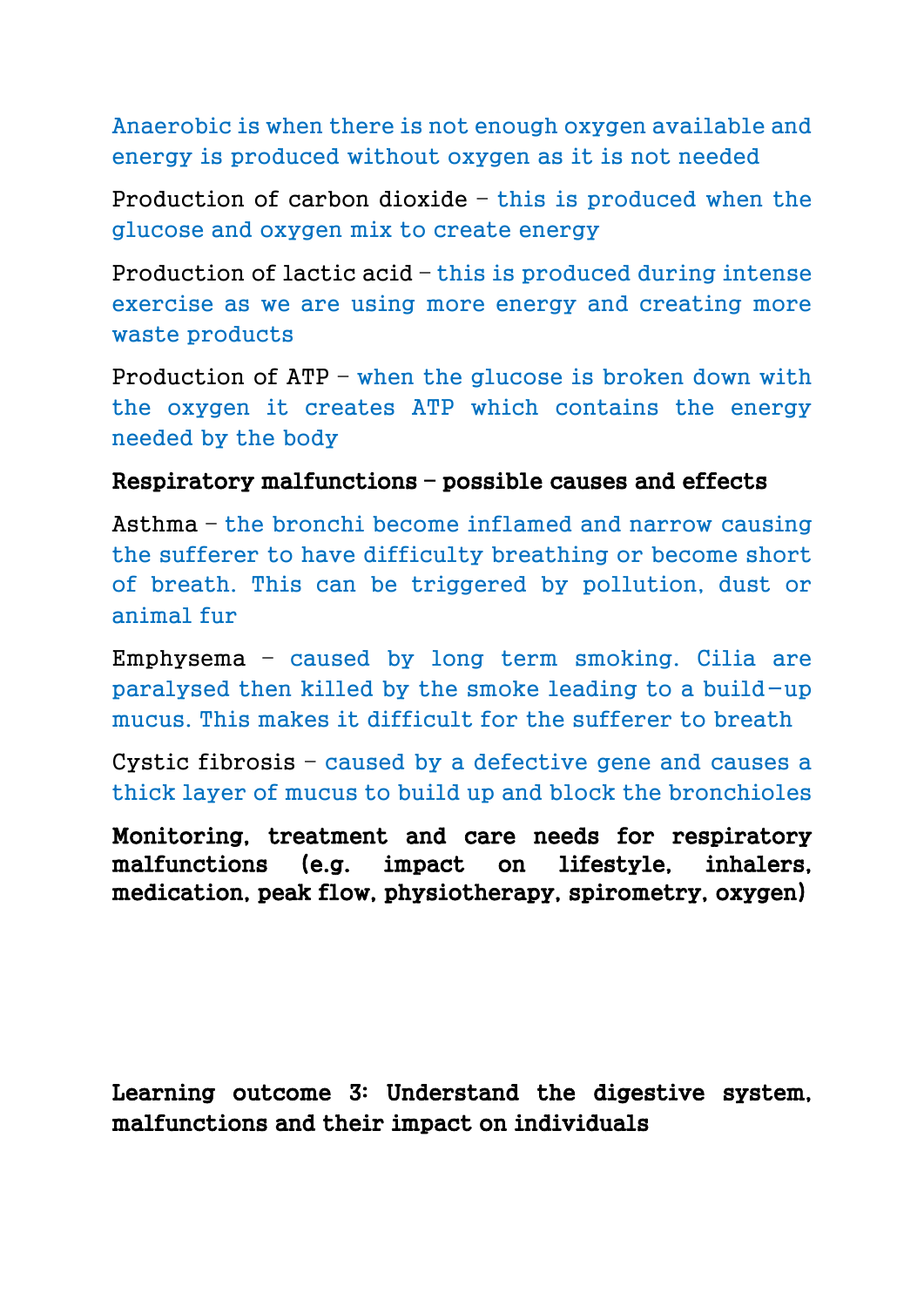Anaerobic is when there is not enough oxygen available and energy is produced without oxygen as it is not needed

Production of carbon dioxide – this is produced when the glucose and oxygen mix to create energy

Production of lactic acid – this is produced during intense exercise as we are using more energy and creating more waste products

Production of ATP – when the glucose is broken down with the oxygen it creates ATP which contains the energy needed by the body

**Respiratory malfunctions – possible causes and effects**

Asthma – the bronchi become inflamed and narrow causing the sufferer to have difficulty breathing or become short of breath. This can be triggered by pollution, dust or animal fur

Emphysema – caused by long term smoking. Cilia are paralysed then killed by the smoke leading to a build-up mucus. This makes it difficult for the sufferer to breath

Cystic fibrosis – caused by a defective gene and causes a thick layer of mucus to build up and block the bronchioles

**Monitoring, treatment and care needs for respiratory malfunctions (e.g. impact on lifestyle, inhalers, medication, peak flow, physiotherapy, spirometry, oxygen)**

**Learning outcome 3: Understand the digestive system, malfunctions and their impact on individuals**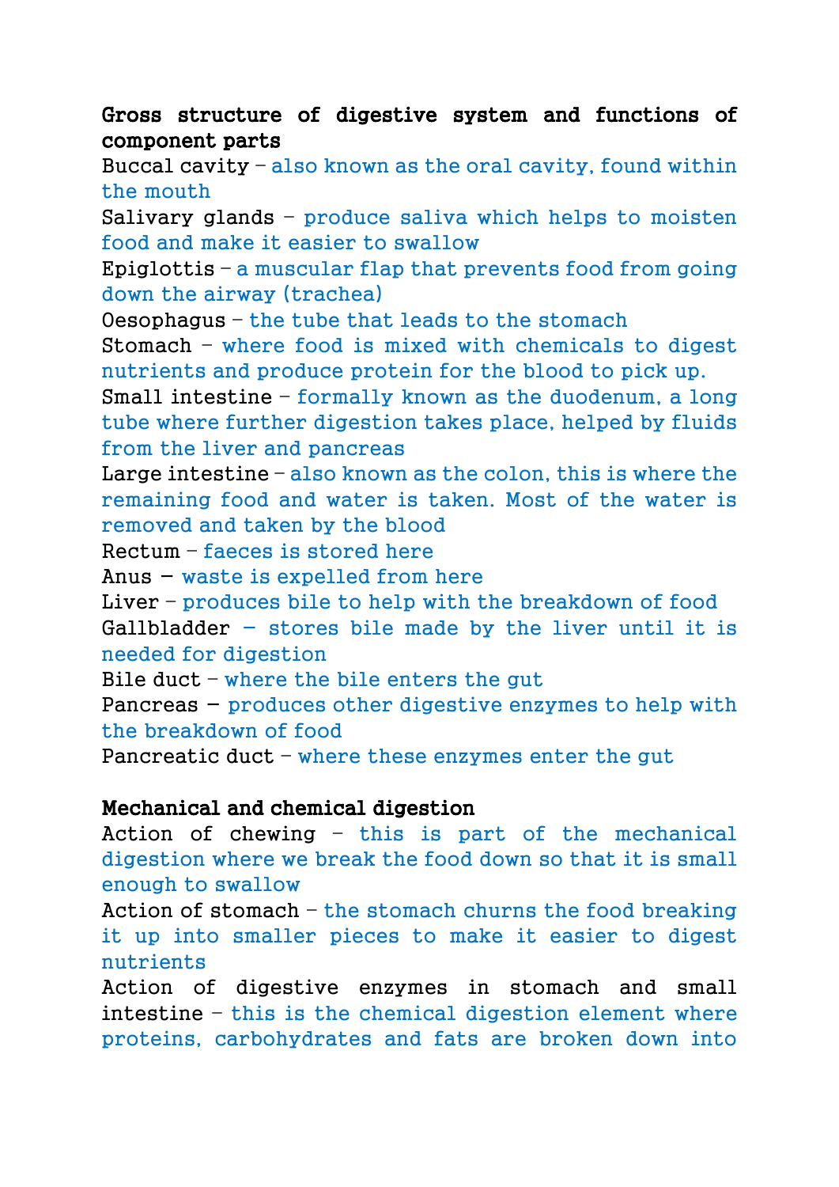**Gross structure of digestive system and functions of component parts**

Buccal cavity – also known as the oral cavity, found within the mouth

Salivary glands – produce saliva which helps to moisten food and make it easier to swallow

Epiglottis – a muscular flap that prevents food from going down the airway (trachea)

Oesophagus – the tube that leads to the stomach

Stomach – where food is mixed with chemicals to digest nutrients and produce protein for the blood to pick up.

Small intestine – formally known as the duodenum, a long tube where further digestion takes place, helped by fluids from the liver and pancreas

Large intestine – also known as the colon, this is where the remaining food and water is taken. Most of the water is removed and taken by the blood

Rectum – faeces is stored here

Anus – waste is expelled from here

Liver – produces bile to help with the breakdown of food

Gallbladder – stores bile made by the liver until it is needed for digestion

Bile duct – where the bile enters the gut

Pancreas – produces other digestive enzymes to help with the breakdown of food

Pancreatic duct – where these enzymes enter the gut

**Mechanical and chemical digestion**

Action of chewing – this is part of the mechanical digestion where we break the food down so that it is small enough to swallow

Action of stomach – the stomach churns the food breaking it up into smaller pieces to make it easier to digest nutrients

Action of digestive enzymes in stomach and small intestine – this is the chemical digestion element where proteins, carbohydrates and fats are broken down into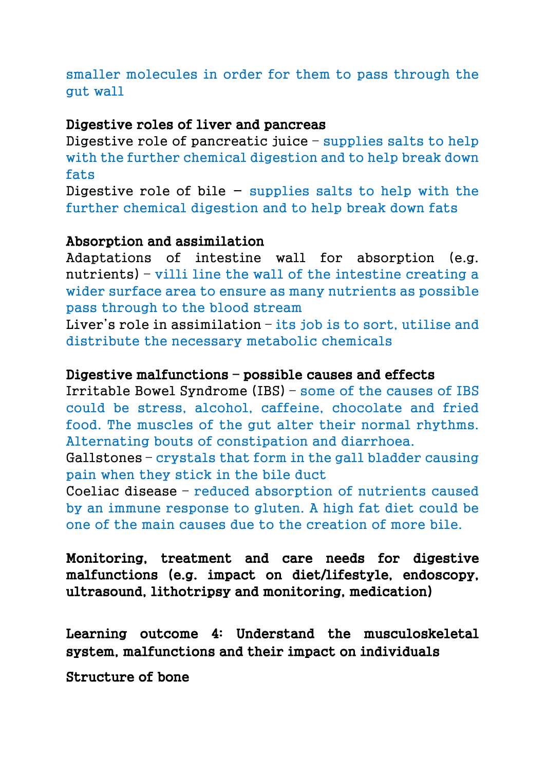smaller molecules in order for them to pass through the gut wall

**Digestive roles of liver and pancreas**

Digestive role of pancreatic juice – supplies salts to help with the further chemical digestion and to help break down fats

Digestive role of bile – supplies salts to help with the further chemical digestion and to help break down fats

**Absorption and assimilation**

Adaptations of intestine wall for absorption (e.g. nutrients) – villi line the wall of the intestine creating a wider surface area to ensure as many nutrients as possible pass through to the blood stream

Liver's role in assimilation – its job is to sort, utilise and distribute the necessary metabolic chemicals

**Digestive malfunctions – possible causes and effects**

Irritable Bowel Syndrome (IBS) – some of the causes of IBS could be stress, alcohol, caffeine, chocolate and fried food. The muscles of the gut alter their normal rhythms. Alternating bouts of constipation and diarrhoea.

Gallstones – crystals that form in the gall bladder causing pain when they stick in the bile duct

Coeliac disease – reduced absorption of nutrients caused by an immune response to gluten. A high fat diet could be one of the main causes due to the creation of more bile.

**Monitoring, treatment and care needs for digestive malfunctions (e.g. impact on diet/lifestyle, endoscopy, ultrasound, lithotripsy and monitoring, medication)**

## Learning outcome 4: Understand the musculoskeletal system, malfunctions and their impact on individuals

**Structure of bone**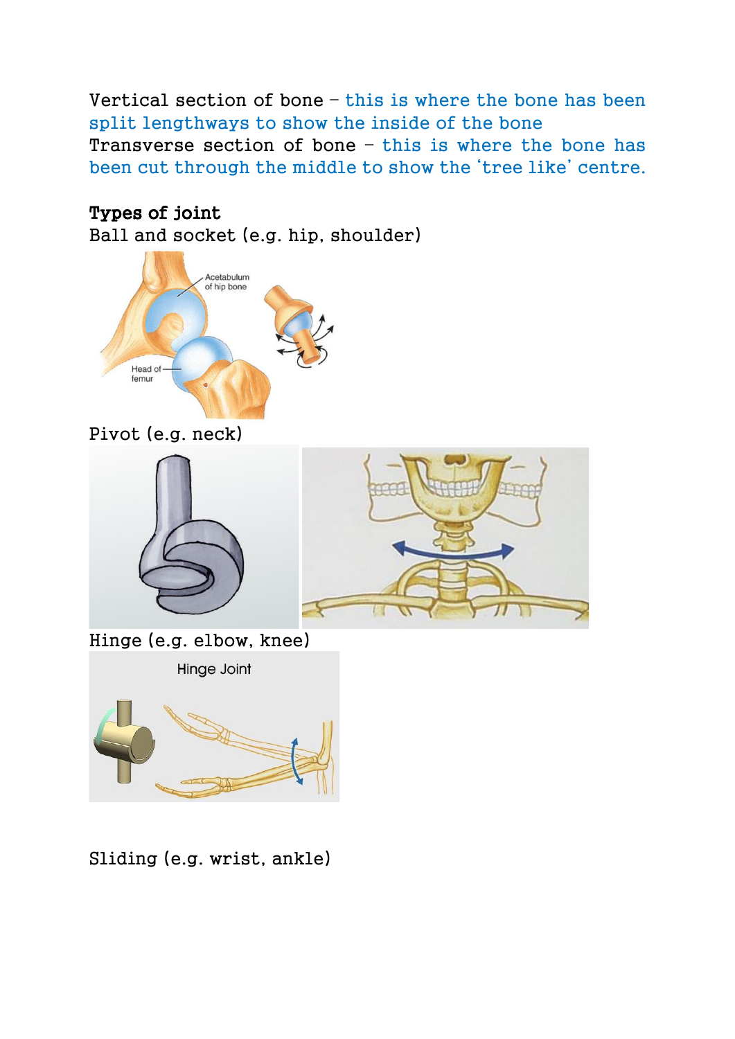Vertical section of bone – this is where the bone has been split lengthways to show the inside of the bone
Transverse section of bone – this is where the bone has been cut through the middle to show the 'tree like' centre.

**Types of joint**

Ball and socket (e.g. hip, shoulder)

Pivot (e.g. neck)

Hinge (e.g. elbow, knee)

Sliding (e.g. wrist, ankle)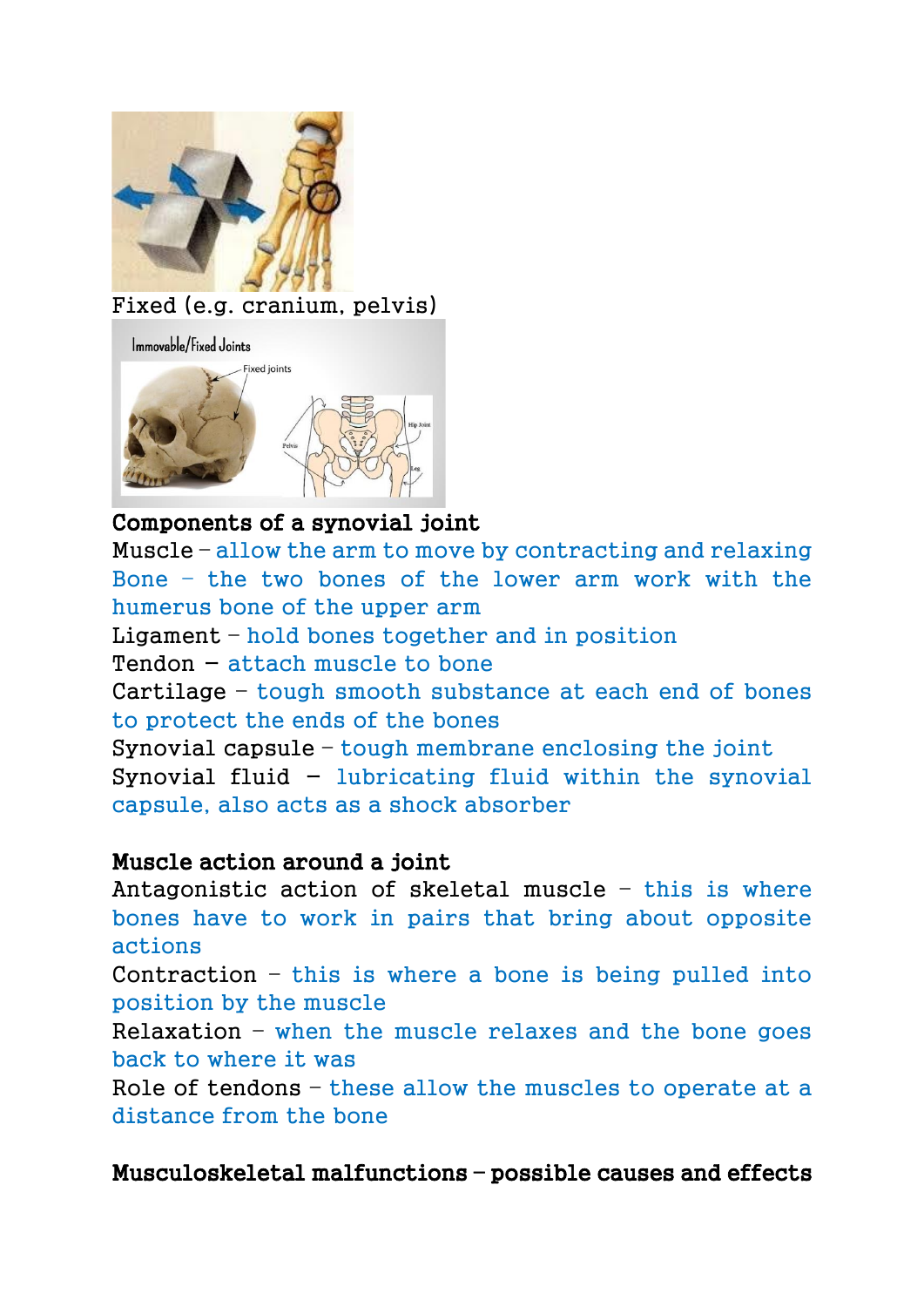Fixed (e.g. cranium, pelvis)

**Components of a synovial joint**

Muscle – allow the arm to move by contracting and relaxing

Bone – the two bones of the lower arm work with the humerus bone of the upper arm

Ligament – hold bones together and in position

Tendon – attach muscle to bone

Cartilage – tough smooth substance at each end of bones to protect the ends of the bones

Synovial capsule – tough membrane enclosing the joint

Synovial fluid – lubricating fluid within the synovial capsule, also acts as a shock absorber

**Muscle action around a joint**

Antagonistic action of skeletal muscle – this is where bones have to work in pairs that bring about opposite actions

Contraction – this is where a bone is being pulled into position by the muscle

Relaxation – when the muscle relaxes and the bone goes back to where it was

Role of tendons – these allow the muscles to operate at a distance from the bone

**Musculoskeletal malfunctions – possible causes and effects**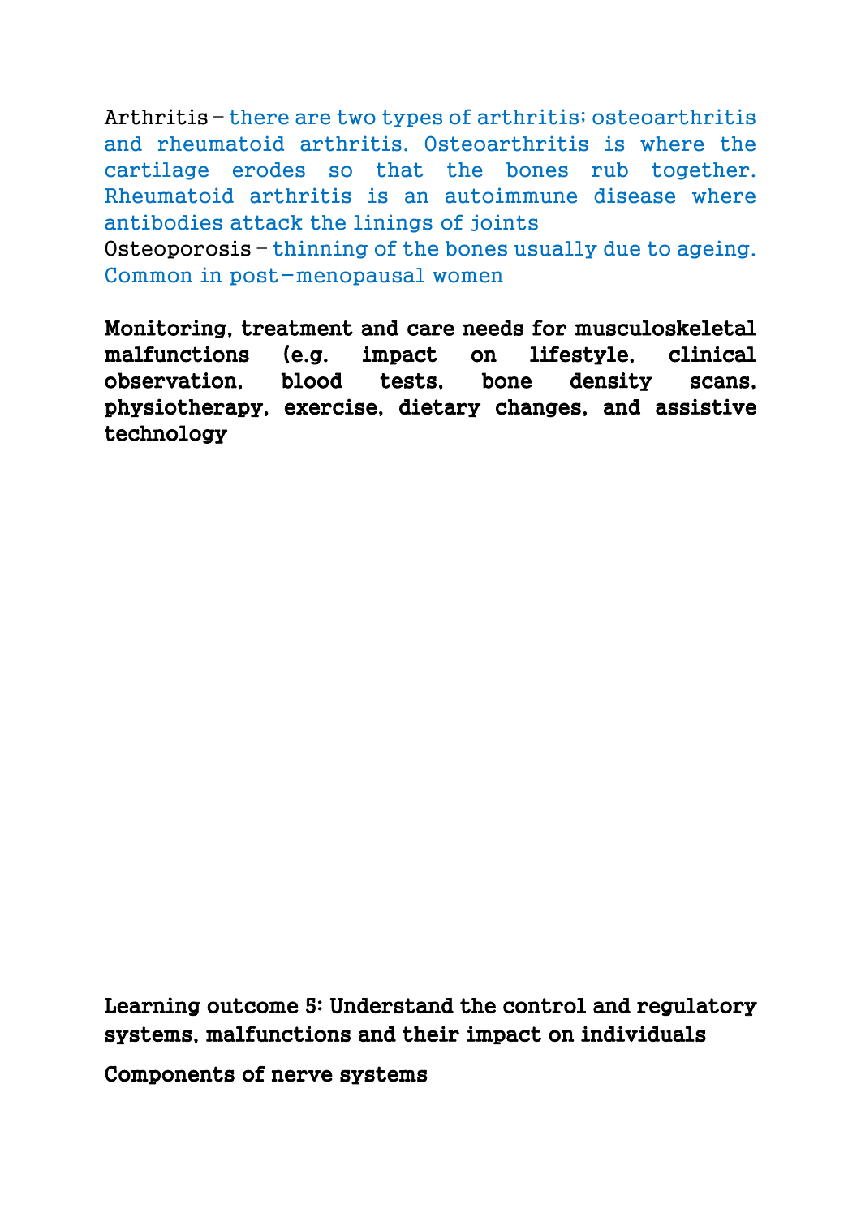Arthritis – there are two types of arthritis; osteoarthritis and rheumatoid arthritis. Osteoarthritis is where the cartilage erodes so that the bones rub together. Rheumatoid arthritis is an autoimmune disease where antibodies attack the linings of joints

Osteoporosis – thinning of the bones usually due to ageing. Common in post-menopausal women

**Monitoring, treatment and care needs for musculoskeletal malfunctions (e.g. impact on lifestyle, clinical observation, blood tests, bone density scans, physiotherapy, exercise, dietary changes, and assistive technology**

**Learning outcome 5: Understand the control and regulatory systems, malfunctions and their impact on individuals**

**Components of nerve systems**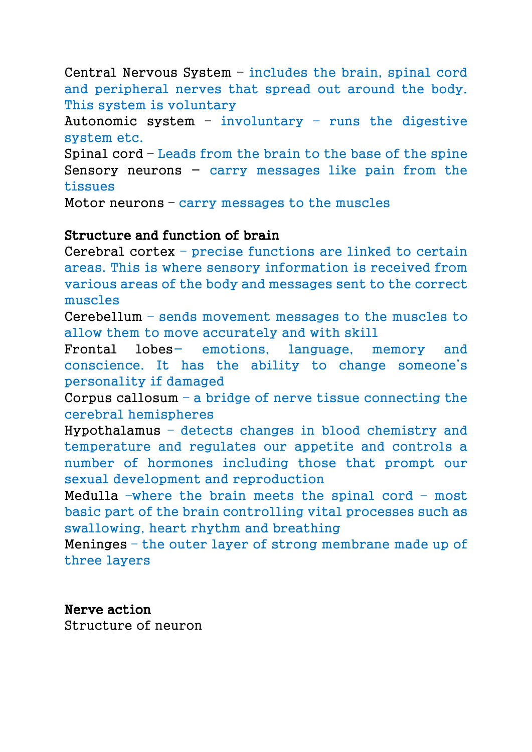Central Nervous System – includes the brain, spinal cord and peripheral nerves that spread out around the body. This system is voluntary

Autonomic system – involuntary – runs the digestive system etc.

Spinal cord – Leads from the brain to the base of the spine

Sensory neurons – carry messages like pain from the tissues

Motor neurons – carry messages to the muscles

**Structure and function of brain**

Cerebral cortex – precise functions are linked to certain areas. This is where sensory information is received from various areas of the body and messages sent to the correct muscles

Cerebellum – sends movement messages to the muscles to allow them to move accurately and with skill

Frontal lobes– emotions, language, memory and conscience. It has the ability to change someone's personality if damaged

Corpus callosum – a bridge of nerve tissue connecting the cerebral hemispheres

Hypothalamus – detects changes in blood chemistry and temperature and regulates our appetite and controls a number of hormones including those that prompt our sexual development and reproduction

Medulla –where the brain meets the spinal cord – most basic part of the brain controlling vital processes such as swallowing, heart rhythm and breathing

Meninges – the outer layer of strong membrane made up of three layers

**Nerve action**

Structure of neuron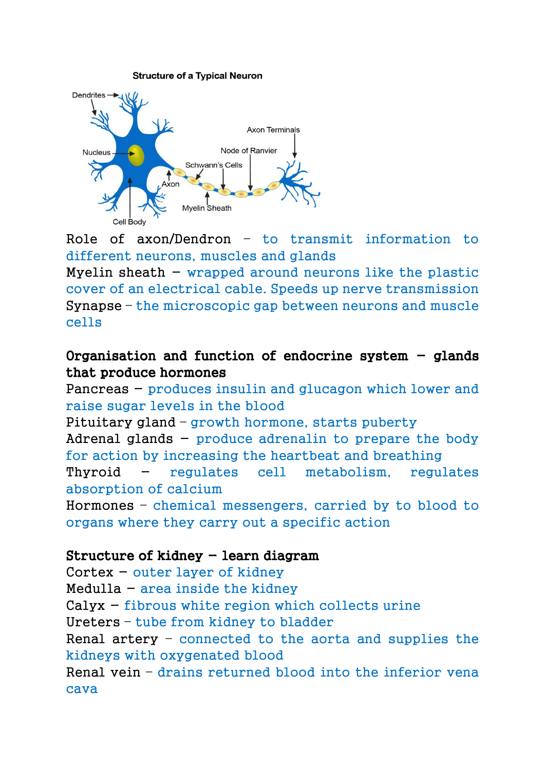Structure of a Typical Neuron

Dendrites

Nucleus

Cell Body

Axon

Schwann's Cells

Myelin Sheath

Node of Ranvier

Axon Terminals

Role of axon/Dendron – to transmit information to different neurons, muscles and glands

Myelin sheath – wrapped around neurons like the plastic cover of an electrical cable. Speeds up nerve transmission

Synapse – the microscopic gap between neurons and muscle cells

**Organisation and function of endocrine system – glands that produce hormones**

Pancreas – produces insulin and glucagon which lower and raise sugar levels in the blood

Pituitary gland – growth hormone, starts puberty

Adrenal glands – produce adrenalin to prepare the body for action by increasing the heartbeat and breathing

Thyroid – regulates cell metabolism, regulates absorption of calcium

Hormones – chemical messengers, carried by to blood to organs where they carry out a specific action

**Structure of kidney – learn diagram**

Cortex – outer layer of kidney

Medulla – area inside the kidney

Calyx – fibrous white region which collects urine

Ureters – tube from kidney to bladder

Renal artery – connected to the aorta and supplies the kidneys with oxygenated blood

Renal vein – drains returned blood into the inferior vena cava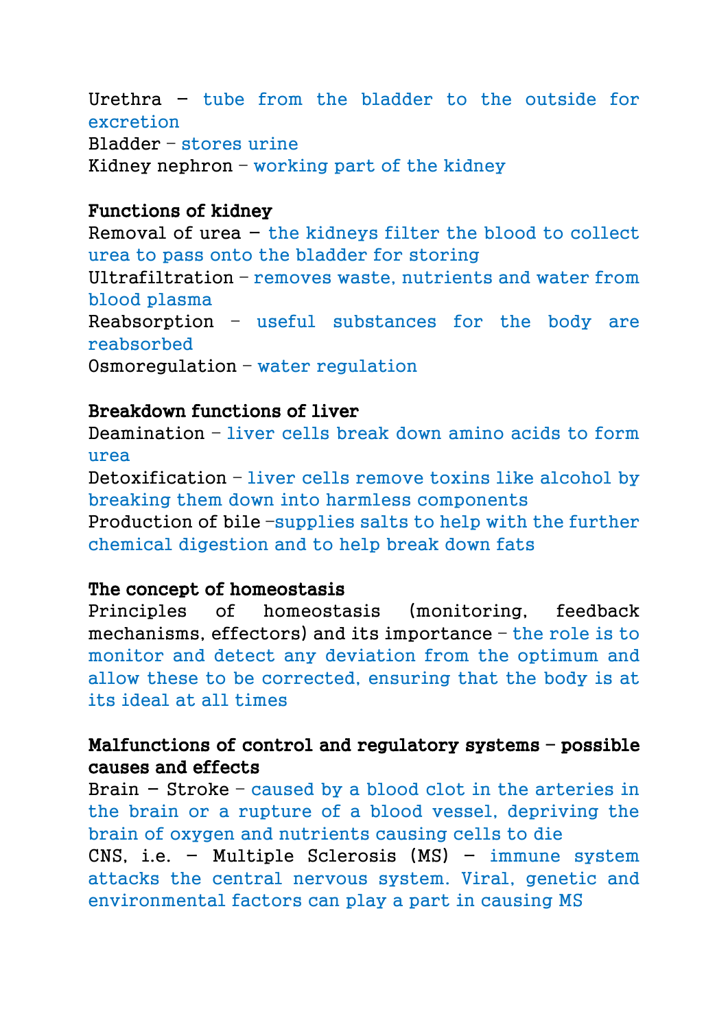Urethra – tube from the bladder to the outside for excretion
Bladder – stores urine
Kidney nephron – working part of the kidney

**Functions of kidney**
Removal of urea – the kidneys filter the blood to collect urea to pass onto the bladder for storing
Ultrafiltration – removes waste, nutrients and water from blood plasma
Reabsorption – useful substances for the body are reabsorbed
Osmoregulation – water regulation

**Breakdown functions of liver**
Deamination – liver cells break down amino acids to form urea
Detoxification – liver cells remove toxins like alcohol by breaking them down into harmless components
Production of bile –supplies salts to help with the further chemical digestion and to help break down fats

**The concept of homeostasis**
Principles of homeostasis (monitoring, feedback mechanisms, effectors) and its importance – the role is to monitor and detect any deviation from the optimum and allow these to be corrected, ensuring that the body is at its ideal at all times

**Malfunctions of control and regulatory systems – possible causes and effects**
Brain – Stroke – caused by a blood clot in the arteries in the brain or a rupture of a blood vessel, depriving the brain of oxygen and nutrients causing cells to die
CNS, i.e. – Multiple Sclerosis (MS) – immune system attacks the central nervous system. Viral, genetic and environmental factors can play a part in causing MS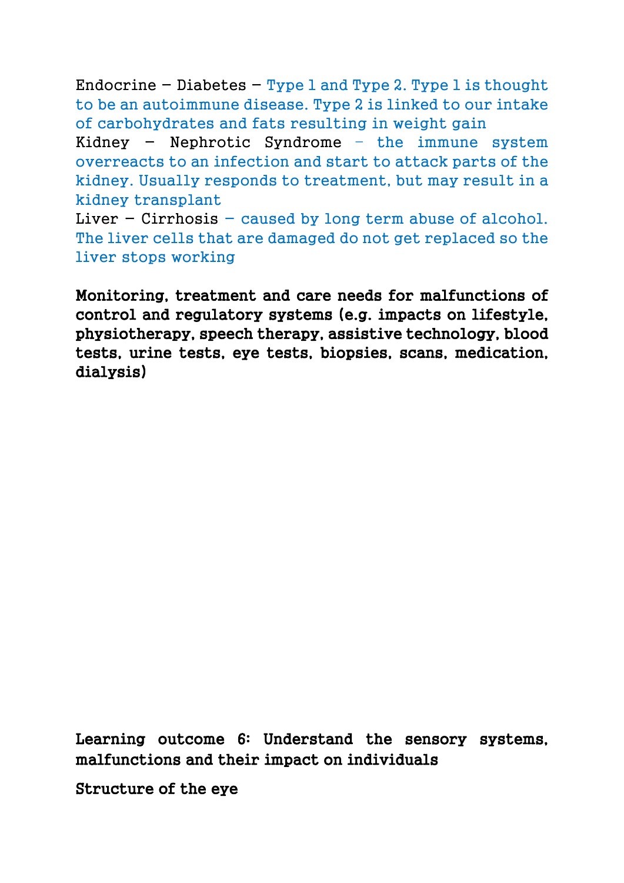Endocrine – Diabetes – Type 1 and Type 2. Type 1 is thought to be an autoimmune disease. Type 2 is linked to our intake of carbohydrates and fats resulting in weight gain

Kidney – Nephrotic Syndrome – the immune system overreacts to an infection and start to attack parts of the kidney. Usually responds to treatment, but may result in a kidney transplant

Liver – Cirrhosis – caused by long term abuse of alcohol. The liver cells that are damaged do not get replaced so the liver stops working

**Monitoring, treatment and care needs for malfunctions of control and regulatory systems (e.g. impacts on lifestyle, physiotherapy, speech therapy, assistive technology, blood tests, urine tests, eye tests, biopsies, scans, medication, dialysis)**

**Learning outcome 6: Understand the sensory systems, malfunctions and their impact on individuals**

**Structure of the eye**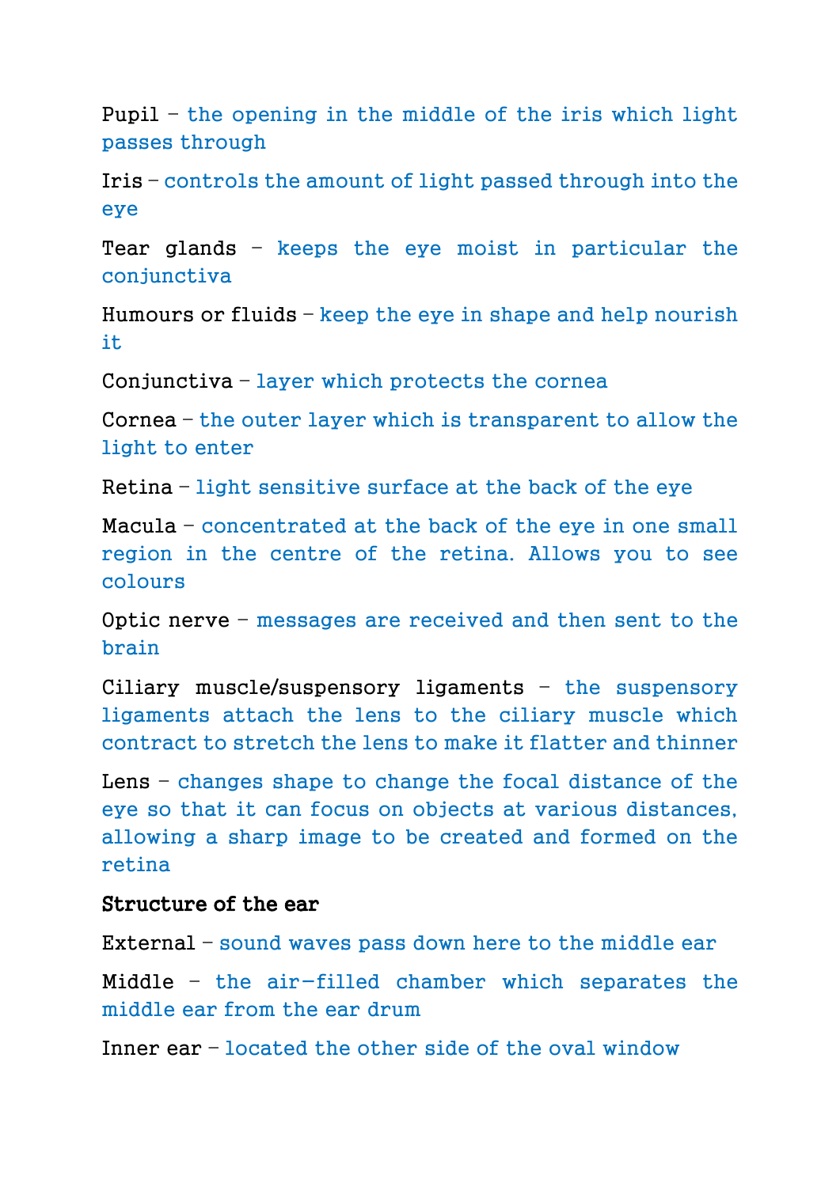Pupil – the opening in the middle of the iris which light passes through

Iris – controls the amount of light passed through into the eye

Tear glands – keeps the eye moist in particular the conjunctiva

Humours or fluids – keep the eye in shape and help nourish it

Conjunctiva – layer which protects the cornea

Cornea – the outer layer which is transparent to allow the light to enter

Retina – light sensitive surface at the back of the eye

Macula – concentrated at the back of the eye in one small region in the centre of the retina. Allows you to see colours

Optic nerve – messages are received and then sent to the brain

Ciliary muscle/suspensory ligaments – the suspensory ligaments attach the lens to the ciliary muscle which contract to stretch the lens to make it flatter and thinner

Lens – changes shape to change the focal distance of the eye so that it can focus on objects at various distances, allowing a sharp image to be created and formed on the retina

**Structure of the ear**

External – sound waves pass down here to the middle ear

Middle – the air-filled chamber which separates the middle ear from the ear drum

Inner ear – located the other side of the oval window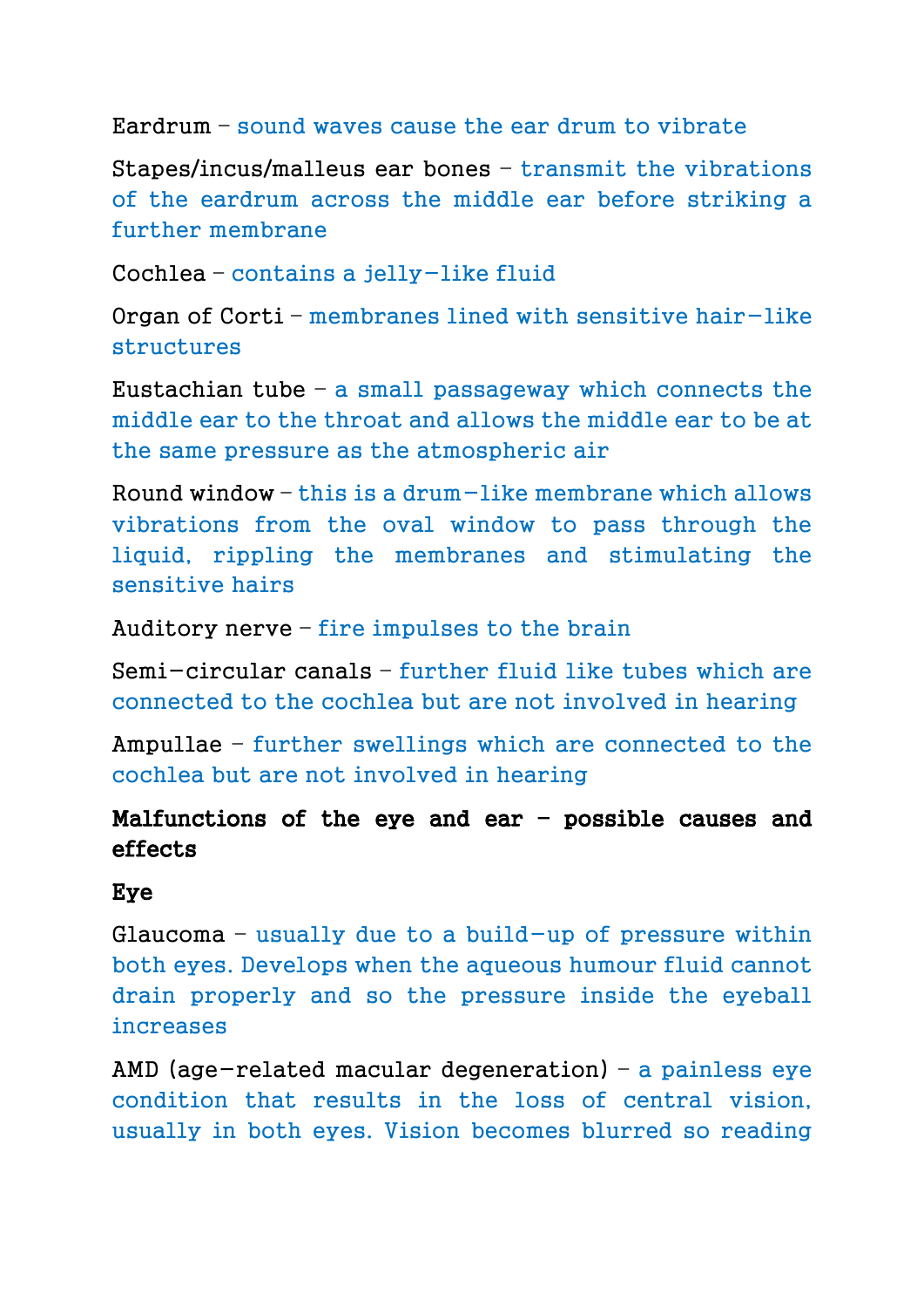Eardrum – sound waves cause the ear drum to vibrate

Stapes/incus/malleus ear bones – transmit the vibrations of the eardrum across the middle ear before striking a further membrane

Cochlea – contains a jelly-like fluid

Organ of Corti – membranes lined with sensitive hair-like structures

Eustachian tube – a small passageway which connects the middle ear to the throat and allows the middle ear to be at the same pressure as the atmospheric air

Round window – this is a drum-like membrane which allows vibrations from the oval window to pass through the liquid, rippling the membranes and stimulating the sensitive hairs

Auditory nerve – fire impulses to the brain

Semi-circular canals – further fluid like tubes which are connected to the cochlea but are not involved in hearing

Ampullae – further swellings which are connected to the cochlea but are not involved in hearing

**Malfunctions of the eye and ear – possible causes and effects**

**Eye**

Glaucoma – usually due to a build-up of pressure within both eyes. Develops when the aqueous humour fluid cannot drain properly and so the pressure inside the eyeball increases

AMD (age-related macular degeneration) – a painless eye condition that results in the loss of central vision, usually in both eyes. Vision becomes blurred so reading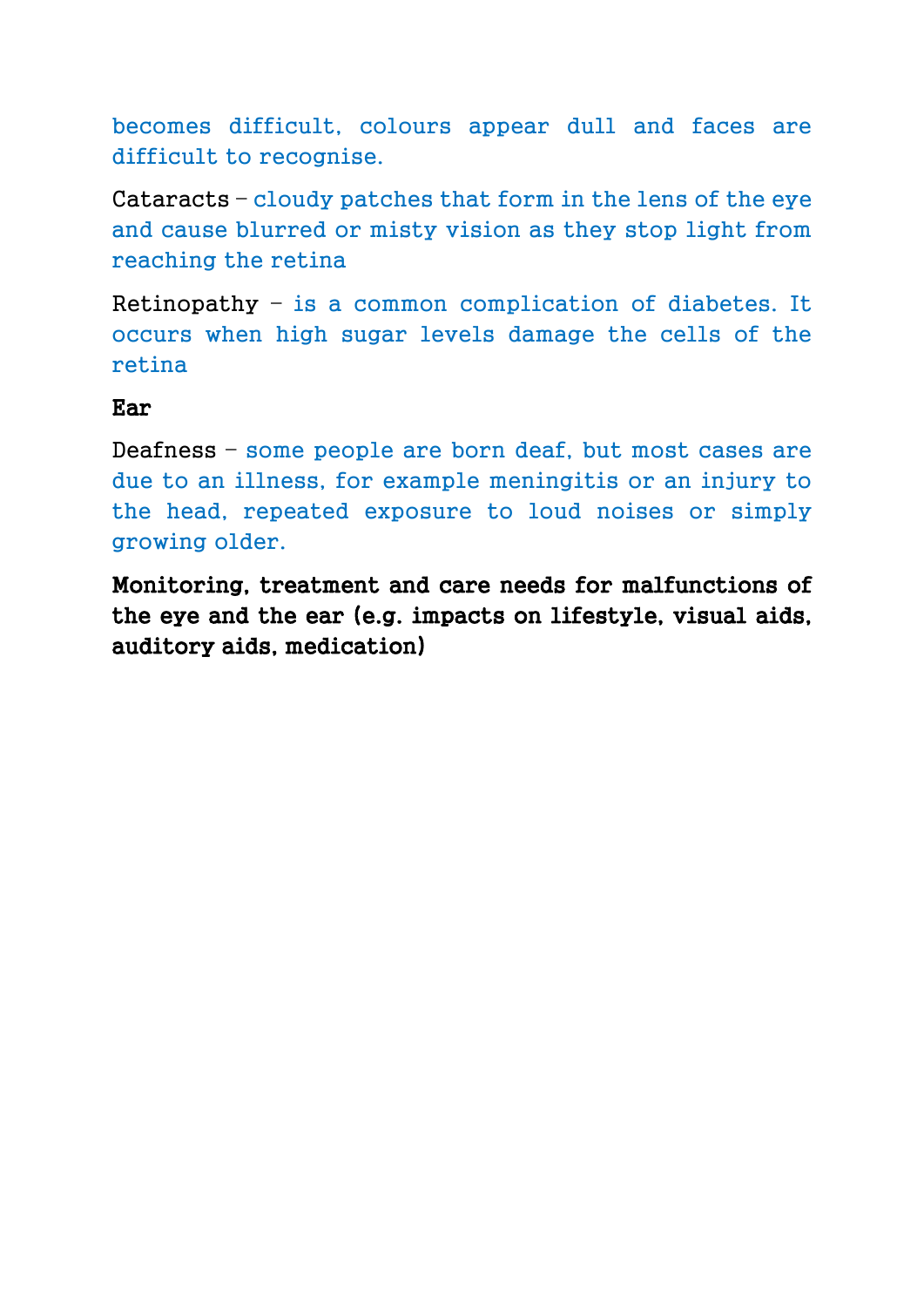becomes difficult, colours appear dull and faces are difficult to recognise.

Cataracts – cloudy patches that form in the lens of the eye and cause blurred or misty vision as they stop light from reaching the retina

Retinopathy – is a common complication of diabetes. It occurs when high sugar levels damage the cells of the retina

**Ear**

Deafness – some people are born deaf, but most cases are due to an illness, for example meningitis or an injury to the head, repeated exposure to loud noises or simply growing older.

**Monitoring, treatment and care needs for malfunctions of the eye and the ear (e.g. impacts on lifestyle, visual aids, auditory aids, medication)**